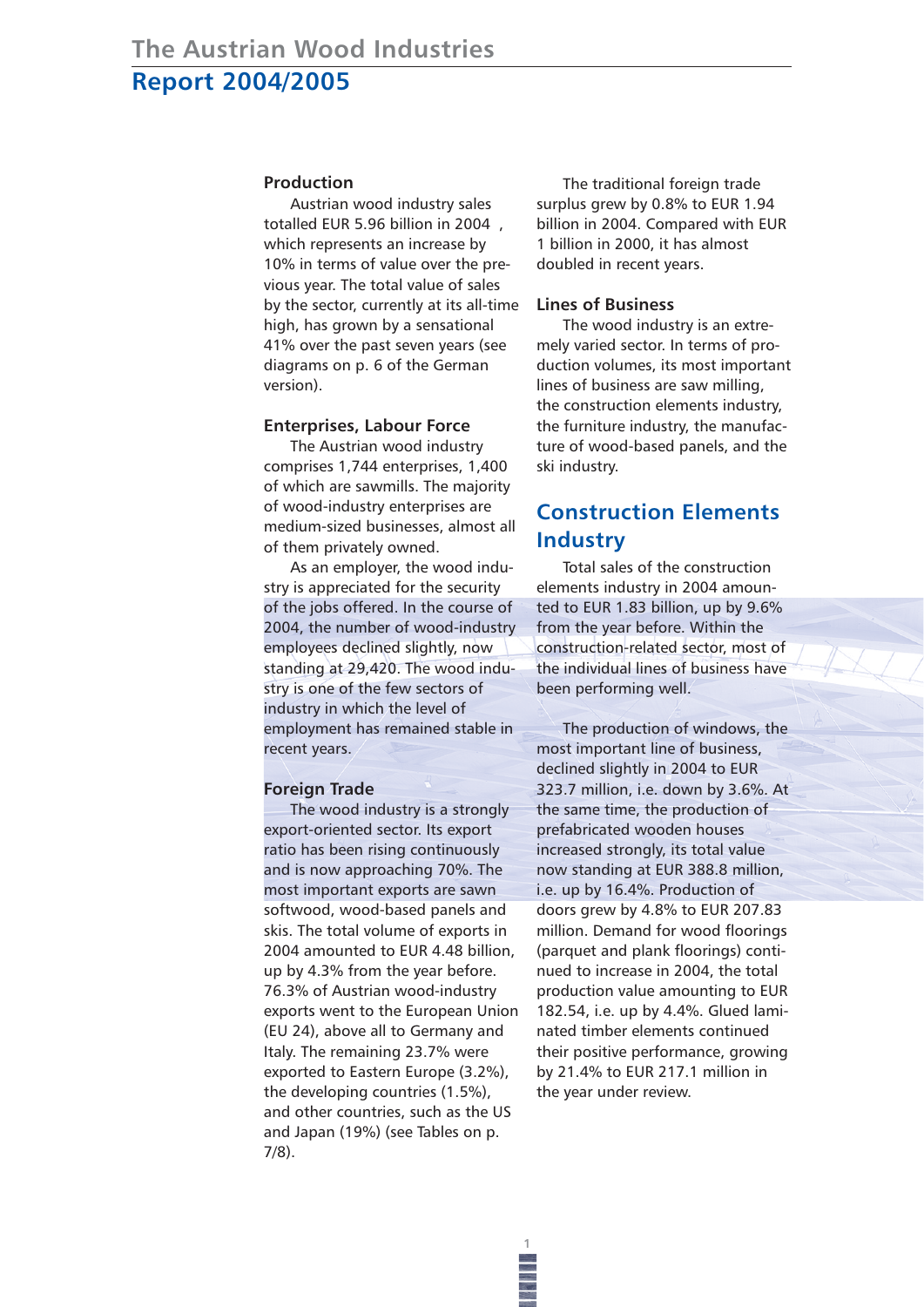# The Austrian Wood Industries

## Report 2004/2005

### Production

Austrian wood industry sales totalled EUR 5.96 billion in 2004 , which represents an increase by 10% in terms of value over the previous year. The total value of sales by the sector, currently at its all-time high, has grown by a sensational 41% over the past seven years (see diagrams on p. 6 of the German version).

### Enterprises, Labour Force

The Austrian wood industry comprises 1,744 enterprises, 1,400 of which are sawmills. The majority of wood-industry enterprises are medium-sized businesses, almost all of them privately owned.

As an employer, the wood industry is appreciated for the security of the jobs offered. In the course of 2004, the number of wood-industry employees declined slightly, now standing at 29,420. The wood industry is one of the few sectors of industry in which the level of employment has remained stable in recent years.

### Foreign Trade

The wood industry is a strongly export-oriented sector. Its export ratio has been rising continuously and is now approaching 70%. The most important exports are sawn softwood, wood-based panels and skis. The total volume of exports in 2004 amounted to EUR 4.48 billion, up by 4.3% from the year before. 76.3% of Austrian wood-industry exports went to the European Union (EU 24), above all to Germany and Italy. The remaining 23.7% were exported to Eastern Europe (3.2%), the developing countries (1.5%), and other countries, such as the US and Japan (19%) (see Tables on p. 7/8).

The traditional foreign trade surplus grew by 0.8% to EUR 1.94 billion in 2004. Compared with EUR 1 billion in 2000, it has almost doubled in recent years.

### Lines of Business

The wood industry is an extremely varied sector. In terms of production volumes, its most important lines of business are saw milling, the construction elements industry, the furniture industry, the manufacture of wood-based panels, and the ski industry.

## Construction Elements Industry

Total sales of the construction elements industry in 2004 amounted to EUR 1.83 billion, up by 9.6% from the year before. Within the construction-related sector, most of the individual lines of business have been performing well.

The production of windows, the most important line of business, declined slightly in 2004 to EUR 323.7 million, i.e. down by 3.6%. At the same time, the production of prefabricated wooden houses increased strongly, its total value now standing at EUR 388.8 million, i.e. up by 16.4%. Production of doors grew by 4.8% to EUR 207.83 million. Demand for wood floorings (parquet and plank floorings) continued to increase in 2004, the total production value amounting to EUR 182.54, i.e. up by 4.4%. Glued laminated timber elements continued their positive performance, growing by 21.4% to EUR 217.1 million in the year under review.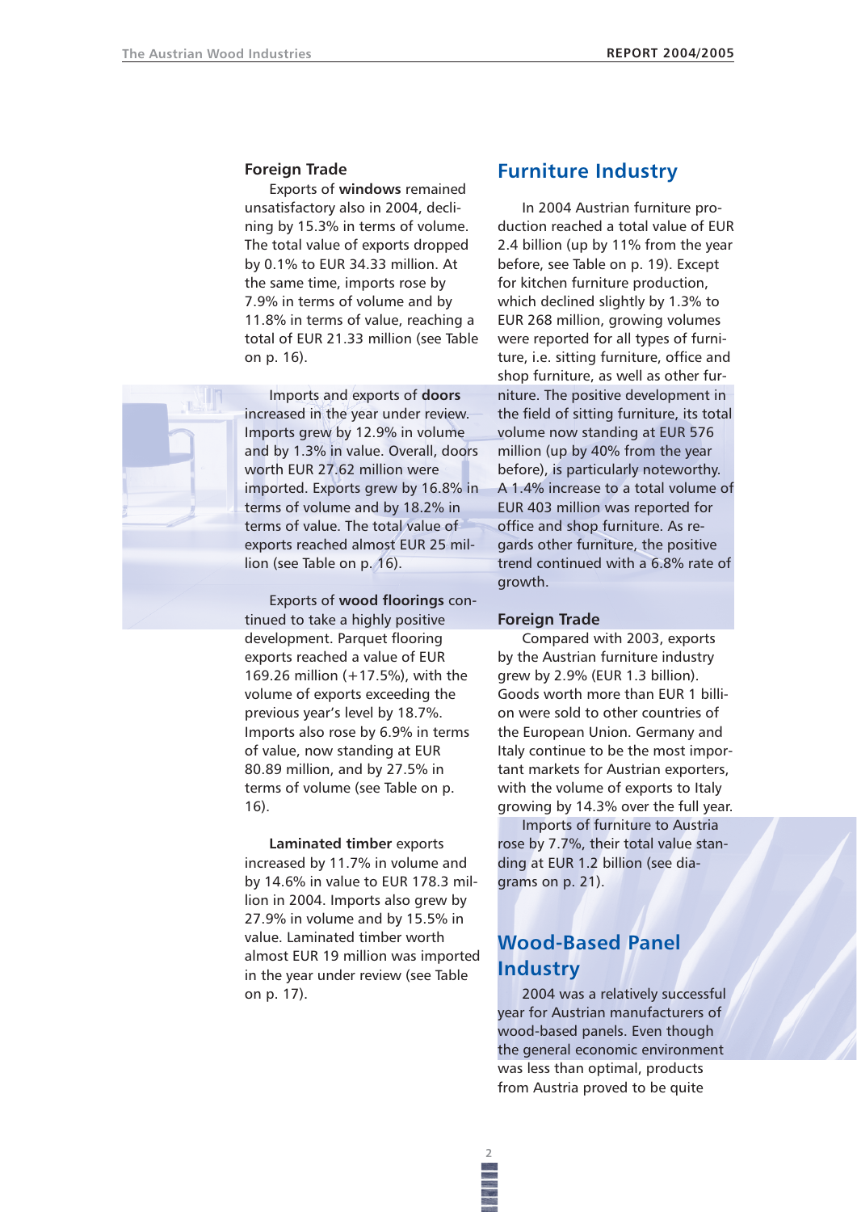### Foreign Trade

Exports of **windows** remained unsatisfactory also in 2004, declining by 15.3% in terms of volume. The total value of exports dropped by 0.1% to EUR 34.33 million. At the same time, imports rose by 7.9% in terms of volume and by 11.8% in terms of value, reaching a total of EUR 21.33 million (see Table on p. 16).

Imports and exports of **doors** increased in the year under review. Imports grew by 12.9% in volume and by 1.3% in value. Overall, doors worth EUR 27.62 million were imported. Exports grew by 16.8% in terms of volume and by 18.2% in terms of value. The total value of exports reached almost EUR 25 million (see Table on p. 16).

Exports of **wood floorings** continued to take a highly positive development. Parquet flooring exports reached a value of EUR 169.26 million (+17.5%), with the volume of exports exceeding the previous year's level by 18.7%. Imports also rose by 6.9% in terms of value, now standing at EUR 80.89 million, and by 27.5% in terms of volume (see Table on p. 16).

**Laminated timber** exports increased by 11.7% in volume and by 14.6% in value to EUR 178.3 million in 2004. Imports also grew by 27.9% in volume and by 15.5% in value. Laminated timber worth almost EUR 19 million was imported in the year under review (see Table on p. 17).

## Furniture Industry

In 2004 Austrian furniture production reached a total value of EUR 2.4 billion (up by 11% from the year before, see Table on p. 19). Except for kitchen furniture production, which declined slightly by 1.3% to EUR 268 million, growing volumes were reported for all types of furniture, i.e. sitting furniture, office and shop furniture, as well as other furniture. The positive development in the field of sitting furniture, its total volume now standing at EUR 576 million (up by 40% from the year before), is particularly noteworthy. A 1.4% increase to a total volume of EUR 403 million was reported for office and shop furniture. As regards other furniture, the positive trend continued with a 6.8% rate of growth.

### Foreign Trade

Compared with 2003, exports by the Austrian furniture industry grew by 2.9% (EUR 1.3 billion). Goods worth more than EUR 1 billion were sold to other countries of the European Union. Germany and Italy continue to be the most important markets for Austrian exporters, with the volume of exports to Italy growing by 14.3% over the full year.

Imports of furniture to Austria rose by 7.7%, their total value standing at EUR 1.2 billion (see diagrams on p. 21).

## Wood-Based Panel Industry

2004 was a relatively successful year for Austrian manufacturers of wood-based panels. Even though the general economic environment was less than optimal, products from Austria proved to be quite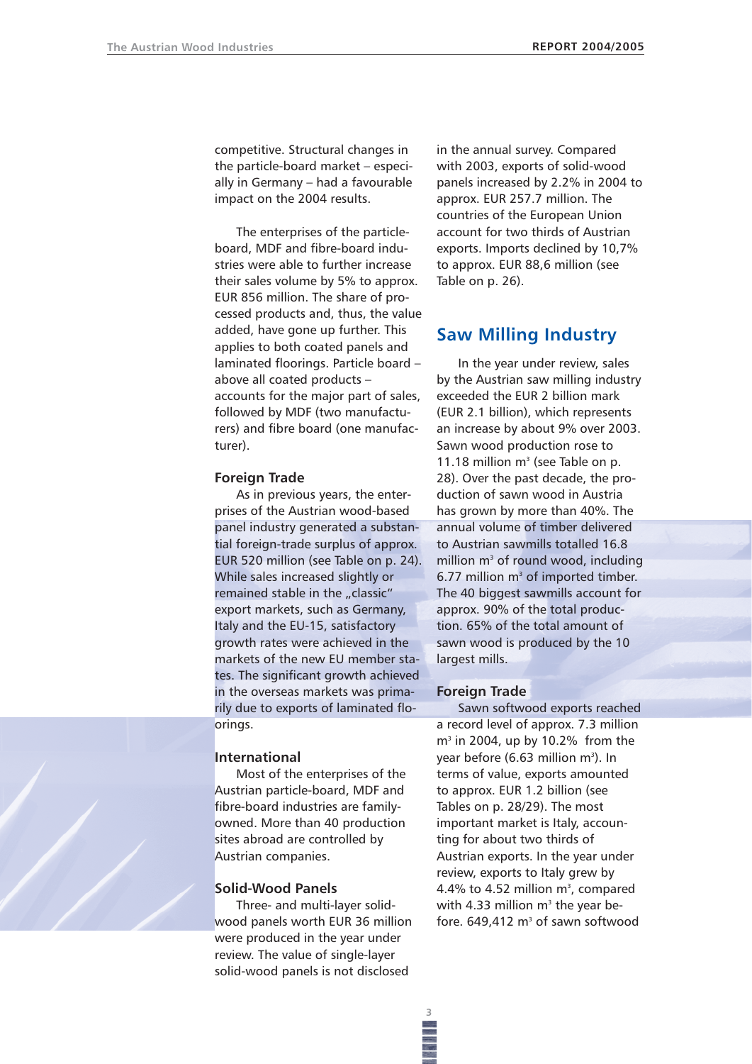competitive. Structural changes in the particle-board market – especially in Germany – had a favourable impact on the 2004 results.

The enterprises of the particle-board, MDF and fibre-board industries were able to further increase their sales volume by 5% to approx. EUR 856 million. The share of processed products and, thus, the value added, have gone up further. This applies to both coated panels and laminated floorings. Particle board – above all coated products – accounts for the major part of sales, followed by MDF (two manufacturers) and fibre board (one manufacturer).

### Foreign Trade

As in previous years, the enterprises of the Austrian wood-based panel industry generated a substantial foreign-trade surplus of approx. EUR 520 million (see Table on p. 24). While sales increased slightly or remained stable in the „classic" export markets, such as Germany, Italy and the EU-15, satisfactory growth rates were achieved in the markets of the new EU member states. The significant growth achieved in the overseas markets was primarily due to exports of laminated floorings.

### International

Most of the enterprises of the Austrian particle-board, MDF and fibre-board industries are family-owned. More than 40 production sites abroad are controlled by Austrian companies.

### Solid-Wood Panels

Three- and multi-layer solid-wood panels worth EUR 36 million were produced in the year under review. The value of single-layer solid-wood panels is not disclosed in the annual survey. Compared with 2003, exports of solid-wood panels increased by 2.2% in 2004 to approx. EUR 257.7 million. The countries of the European Union account for two thirds of Austrian exports. Imports declined by 10,7% to approx. EUR 88,6 million (see Table on p. 26).

## Saw Milling Industry

In the year under review, sales by the Austrian saw milling industry exceeded the EUR 2 billion mark (EUR 2.1 billion), which represents an increase by about 9% over 2003. Sawn wood production rose to 11.18 million m$^3$ (see Table on p. 28). Over the past decade, the production of sawn wood in Austria has grown by more than 40%. The annual volume of timber delivered to Austrian sawmills totalled 16.8 million m$^3$ of round wood, including 6.77 million m$^3$ of imported timber. The 40 biggest sawmills account for approx. 90% of the total production. 65% of the total amount of sawn wood is produced by the 10 largest mills.

### Foreign Trade

Sawn softwood exports reached a record level of approx. 7.3 million m$^3$ in 2004, up by 10.2% from the year before (6.63 million m$^3$). In terms of value, exports amounted to approx. EUR 1.2 billion (see Tables on p. 28/29). The most important market is Italy, accounting for about two thirds of Austrian exports. In the year under review, exports to Italy grew by 4.4% to 4.52 million m$^3$, compared with 4.33 million m$^3$ the year before. 649,412 m$^3$ of sawn softwood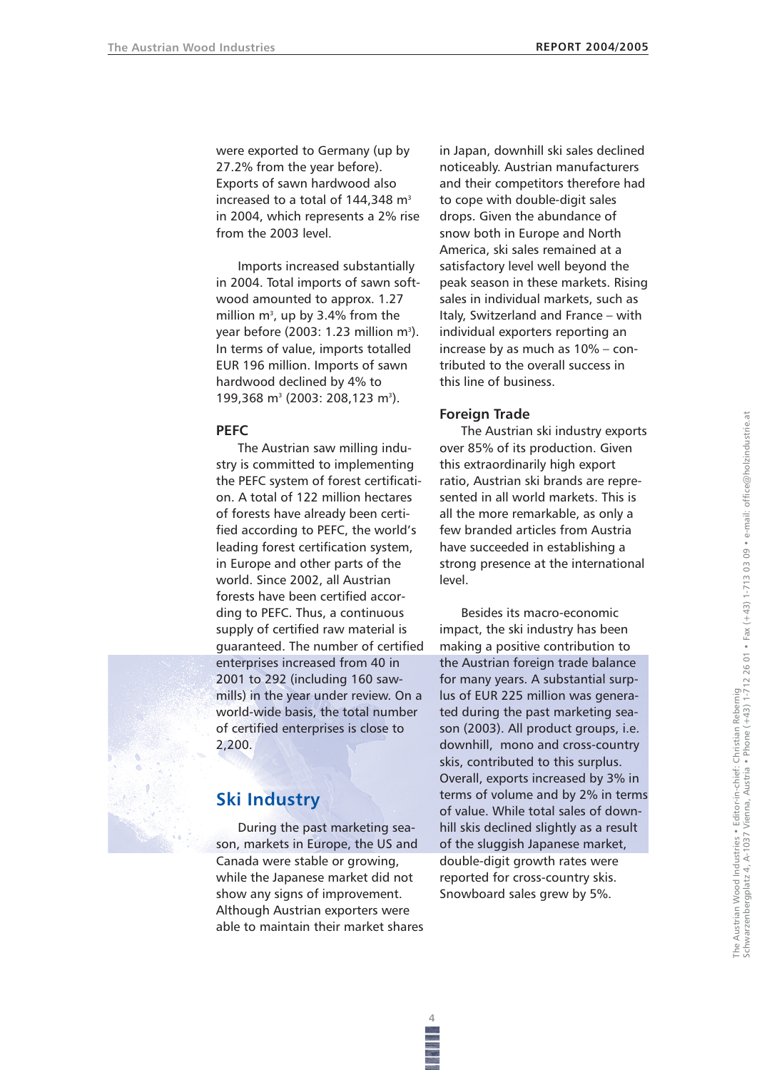were exported to Germany (up by 27.2% from the year before). Exports of sawn hardwood also increased to a total of 144,348 m³ in 2004, which represents a 2% rise from the 2003 level.

Imports increased substantially in 2004. Total imports of sawn softwood amounted to approx. 1.27 million m³, up by 3.4% from the year before (2003: 1.23 million m³). In terms of value, imports totalled EUR 196 million. Imports of sawn hardwood declined by 4% to 199,368 m³ (2003: 208,123 m³).

### PEFC

The Austrian saw milling industry is committed to implementing the PEFC system of forest certification. A total of 122 million hectares of forests have already been certified according to PEFC, the world's leading forest certification system, in Europe and other parts of the world. Since 2002, all Austrian forests have been certified according to PEFC. Thus, a continuous supply of certified raw material is guaranteed. The number of certified enterprises increased from 40 in 2001 to 292 (including 160 sawmills) in the year under review. On a world-wide basis, the total number of certified enterprises is close to 2,200.

## Ski Industry

During the past marketing season, markets in Europe, the US and Canada were stable or growing, while the Japanese market did not show any signs of improvement. Although Austrian exporters were able to maintain their market shares in Japan, downhill ski sales declined noticeably. Austrian manufacturers and their competitors therefore had to cope with double-digit sales drops. Given the abundance of snow both in Europe and North America, ski sales remained at a satisfactory level well beyond the peak season in these markets. Rising sales in individual markets, such as Italy, Switzerland and France – with individual exporters reporting an increase by as much as 10% – contributed to the overall success in this line of business.

### Foreign Trade

The Austrian ski industry exports over 85% of its production. Given this extraordinarily high export ratio, Austrian ski brands are represented in all world markets. This is all the more remarkable, as only a few branded articles from Austria have succeeded in establishing a strong presence at the international level.

Besides its macro-economic impact, the ski industry has been making a positive contribution to the Austrian foreign trade balance for many years. A substantial surplus of EUR 225 million was generated during the past marketing season (2003). All product groups, i.e. downhill, mono and cross-country skis, contributed to this surplus. Overall, exports increased by 3% in terms of volume and by 2% in terms of value. While total sales of downhill skis declined slightly as a result of the sluggish Japanese market, double-digit growth rates were reported for cross-country skis. Snowboard sales grew by 5%.

The Austrian Wood Industries • Editor-in-chief: Christian Rebernig
Schwarzenbergplatz 4, A-1037 Vienna, Austria • Phone (+43) 1-712 26 01 • Fax (+43) 1-713 03 09 • e-mail: office@holzindustrie.at